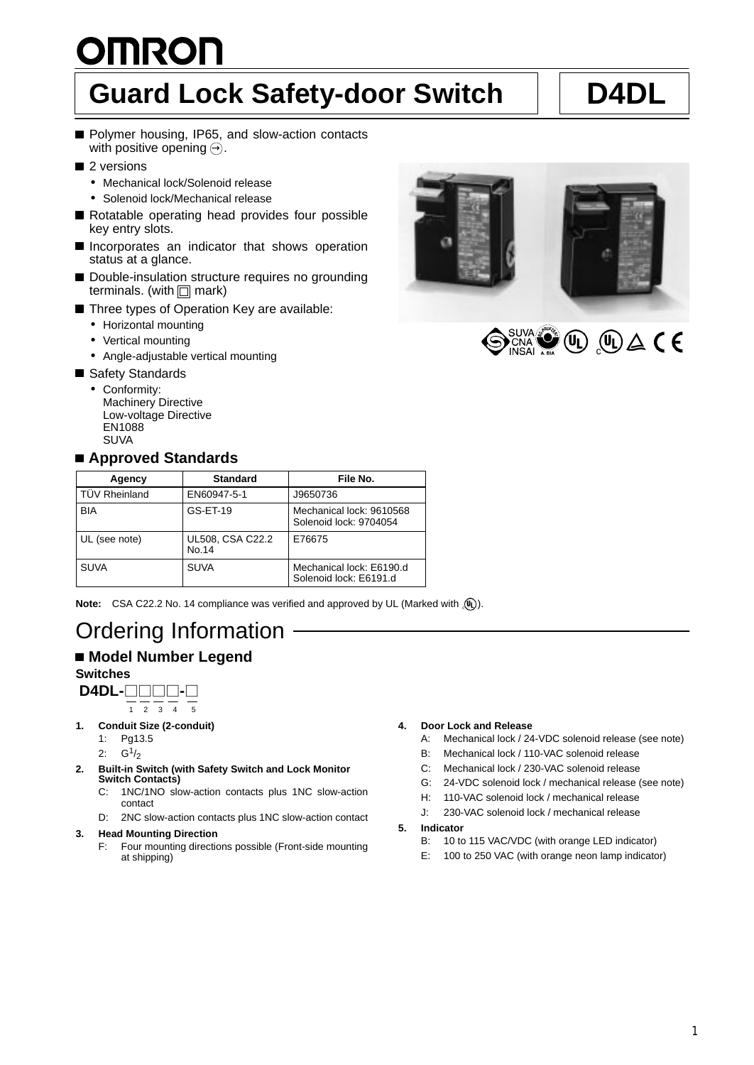# Guard Lock Safety-door Switch D4DL

- Polymer housing, IP65, and slow-action contacts with positive opening ⊖.
- 2 versions
  - Mechanical lock/Solenoid release
  - Solenoid lock/Mechanical release
- Rotatable operating head provides four possible key entry slots.
- Incorporates an indicator that shows operation status at a glance.
- Double-insulation structure requires no grounding terminals. (with ◻ mark)
- Three types of Operation Key are available:
  - Horizontal mounting
  - Vertical mounting
  - Angle-adjustable vertical mounting
- Safety Standards
  - Conformity:
    Machinery Directive
    Low-voltage Directive
    EN1088
    SUVA

## Approved Standards

| Agency | Standard | File No. |
|---|---|---|
| TÜV Rheinland | EN60947-5-1 | J9650736 |
| BIA | GS-ET-19 | Mechanical lock: 9610568<br>Solenoid lock: 9704054 |
| UL (see note) | UL508, CSA C22.2 No.14 | E76675 |
| SUVA | SUVA | Mechanical lock: E6190.d<br>Solenoid lock: E6191.d |

**Note:** CSA C22.2 No. 14 compliance was verified and approved by UL (Marked with cUL).

# Ordering Information

## Model Number Legend

**Switches**

**D4DL-□□□□-□**
1 2 3 4 5

1. **Conduit Size (2-conduit)**
   1: Pg13.5
   2: G1/2
2. **Built-in Switch (with Safety Switch and Lock Monitor Switch Contacts)**
   C: 1NC/1NO slow-action contacts plus 1NC slow-action contact
   D: 2NC slow-action contacts plus 1NC slow-action contact
3. **Head Mounting Direction**
   F: Four mounting directions possible (Front-side mounting at shipping)
4. **Door Lock and Release**
   A: Mechanical lock / 24-VDC solenoid release (see note)
   B: Mechanical lock / 110-VAC solenoid release
   C: Mechanical lock / 230-VAC solenoid release
   G: 24-VDC solenoid lock / mechanical release (see note)
   H: 110-VAC solenoid lock / mechanical release
   J: 230-VAC solenoid lock / mechanical release
5. **Indicator**
   B: 10 to 115 VAC/VDC (with orange LED indicator)
   E: 100 to 250 VAC (with orange neon lamp indicator)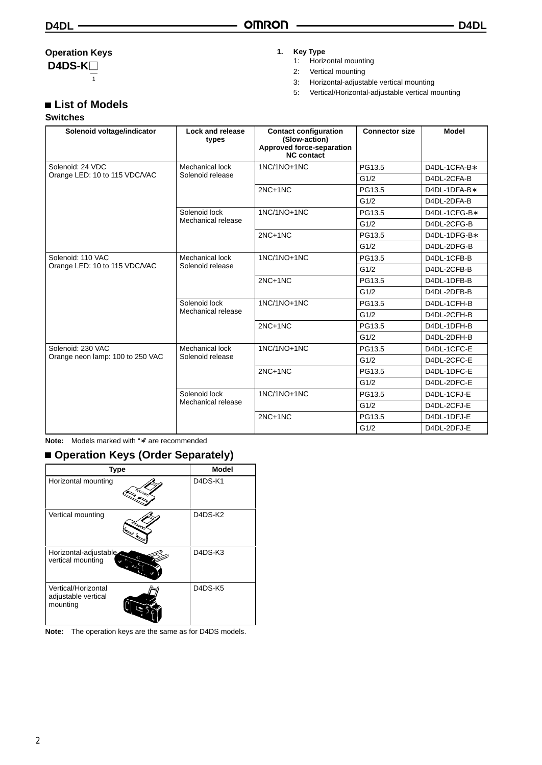## Operation Keys

**D4DS-K□**

1

**1. Key Type**

1: Horizontal mounting
2: Vertical mounting
3: Horizontal-adjustable vertical mounting
5: Vertical/Horizontal-adjustable vertical mounting

## ■ List of Models

### Switches

| Solenoid voltage/indicator | Lock and release types | Contact configuration (Slow-action) Approved force-separation NC contact | Connector size | Model |
|---|---|---|---|---|
| Solenoid: 24 VDC Orange LED: 10 to 115 VDC/VAC | Mechanical lock Solenoid release | 1NC/1NO+1NC | PG13.5 | D4DL-1CFA-B∗ |
| | | | G1/2 | D4DL-2CFA-B |
| | | 2NC+1NC | PG13.5 | D4DL-1DFA-B∗ |
| | | | G1/2 | D4DL-2DFA-B |
| | Solenoid lock Mechanical release | 1NC/1NO+1NC | PG13.5 | D4DL-1CFG-B∗ |
| | | | G1/2 | D4DL-2CFG-B |
| | | 2NC+1NC | PG13.5 | D4DL-1DFG-B∗ |
| | | | G1/2 | D4DL-2DFG-B |
| Solenoid: 110 VAC Orange LED: 10 to 115 VDC/VAC | Mechanical lock Solenoid release | 1NC/1NO+1NC | PG13.5 | D4DL-1CFB-B |
| | | | G1/2 | D4DL-2CFB-B |
| | | 2NC+1NC | PG13.5 | D4DL-1DFB-B |
| | | | G1/2 | D4DL-2DFB-B |
| | Solenoid lock Mechanical release | 1NC/1NO+1NC | PG13.5 | D4DL-1CFH-B |
| | | | G1/2 | D4DL-2CFH-B |
| | | 2NC+1NC | PG13.5 | D4DL-1DFH-B |
| | | | G1/2 | D4DL-2DFH-B |
| Solenoid: 230 VAC Orange neon lamp: 100 to 250 VAC | Mechanical lock Solenoid release | 1NC/1NO+1NC | PG13.5 | D4DL-1CFC-E |
| | | | G1/2 | D4DL-2CFC-E |
| | | 2NC+1NC | PG13.5 | D4DL-1DFC-E |
| | | | G1/2 | D4DL-2DFC-E |
| | Solenoid lock Mechanical release | 1NC/1NO+1NC | PG13.5 | D4DL-1CFJ-E |
| | | | G1/2 | D4DL-2CFJ-E |
| | | 2NC+1NC | PG13.5 | D4DL-1DFJ-E |
| | | | G1/2 | D4DL-2DFJ-E |

**Note:** Models marked with "∗" are recommended

## ■ Operation Keys (Order Separately)

| Type | Model |
|---|---|
| Horizontal mounting | D4DS-K1 |
| Vertical mounting | D4DS-K2 |
| Horizontal-adjustable vertical mounting | D4DS-K3 |
| Vertical/Horizontal adjustable vertical mounting | D4DS-K5 |

**Note:** The operation keys are the same as for D4DS models.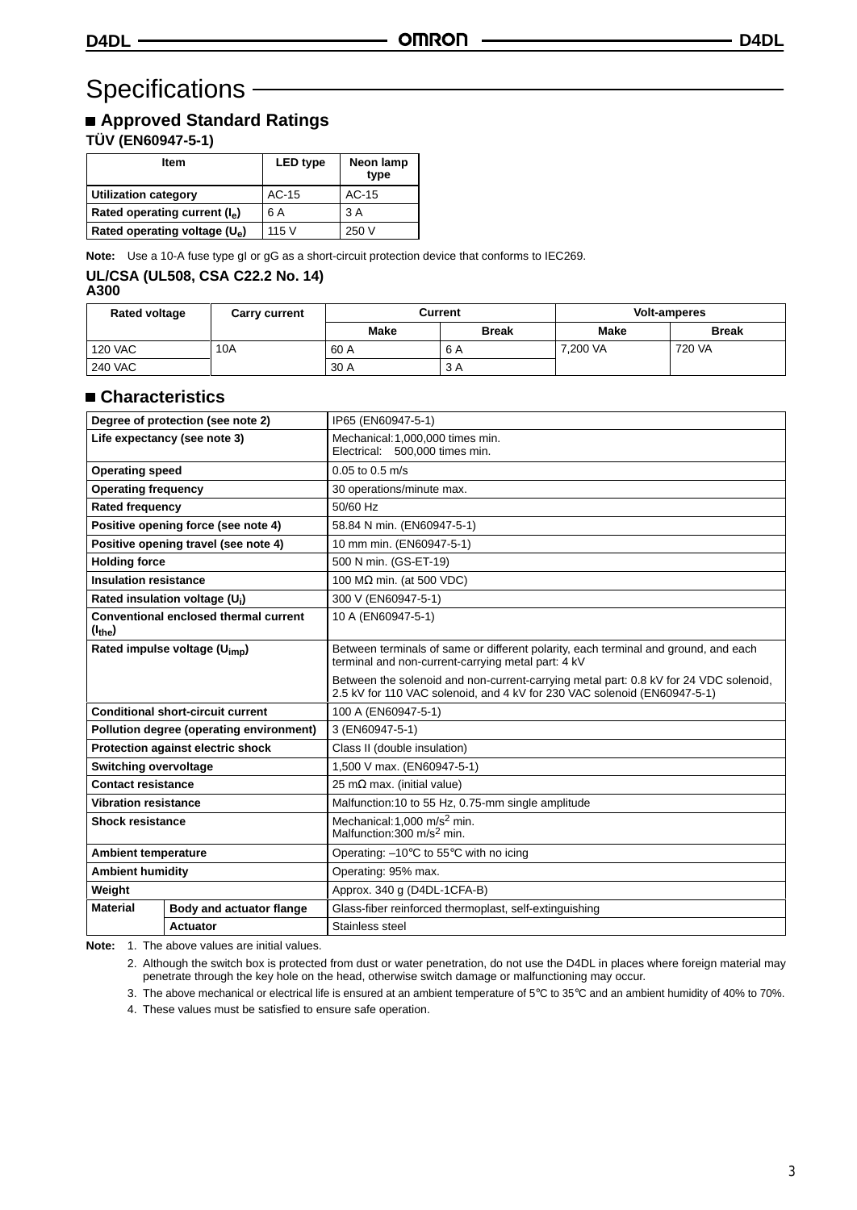# Specifications

## Approved Standard Ratings

### TÜV (EN60947-5-1)

| Item | LED type | Neon lamp type |
|---|---|---|
| **Utilization category** | AC-15 | AC-15 |
| **Rated operating current ($I_e$)** | 6 A | 3 A |
| **Rated operating voltage ($U_e$)** | 115 V | 250 V |

**Note:** Use a 10-A fuse type gI or gG as a short-circuit protection device that conforms to IEC269.

### UL/CSA (UL508, CSA C22.2 No. 14)

**A300**

| Rated voltage | Carry current | Current | | Volt-amperes | |
|---|---|---|---|---|---|
| | | Make | Break | Make | Break |
| 120 VAC | 10A | 60 A | 6 A | 7,200 VA | 720 VA |
| 240 VAC | | 30 A | 3 A | | |

## Characteristics

| Item | | Value |
|---|---|---|
| **Degree of protection (see note 2)** | | IP65 (EN60947-5-1) |
| **Life expectancy (see note 3)** | | Mechanical: 1,000,000 times min.<br>Electrical: 500,000 times min. |
| **Operating speed** | | 0.05 to 0.5 m/s |
| **Operating frequency** | | 30 operations/minute max. |
| **Rated frequency** | | 50/60 Hz |
| **Positive opening force (see note 4)** | | 58.84 N min. (EN60947-5-1) |
| **Positive opening travel (see note 4)** | | 10 mm min. (EN60947-5-1) |
| **Holding force** | | 500 N min. (GS-ET-19) |
| **Insulation resistance** | | 100 MΩ min. (at 500 VDC) |
| **Rated insulation voltage ($U_i$)** | | 300 V (EN60947-5-1) |
| **Conventional enclosed thermal current ($I_{the}$)** | | 10 A (EN60947-5-1) |
| **Rated impulse voltage ($U_{imp}$)** | | Between terminals of same or different polarity, each terminal and ground, and each terminal and non-current-carrying metal part: 4 kV<br>Between the solenoid and non-current-carrying metal part: 0.8 kV for 24 VDC solenoid, 2.5 kV for 110 VAC solenoid, and 4 kV for 230 VAC solenoid (EN60947-5-1) |
| **Conditional short-circuit current** | | 100 A (EN60947-5-1) |
| **Pollution degree (operating environment)** | | 3 (EN60947-5-1) |
| **Protection against electric shock** | | Class II (double insulation) |
| **Switching overvoltage** | | 1,500 V max. (EN60947-5-1) |
| **Contact resistance** | | 25 mΩ max. (initial value) |
| **Vibration resistance** | | Malfunction: 10 to 55 Hz, 0.75-mm single amplitude |
| **Shock resistance** | | Mechanical: 1,000 $m/s^2$ min.<br>Malfunction: 300 $m/s^2$ min. |
| **Ambient temperature** | | Operating: –10°C to 55°C with no icing |
| **Ambient humidity** | | Operating: 95% max. |
| **Weight** | | Approx. 340 g (D4DL-1CFA-B) |
| **Material** | **Body and actuator flange** | Glass-fiber reinforced thermoplast, self-extinguishing |
| | **Actuator** | Stainless steel |

**Note:**
1. The above values are initial values.
2. Although the switch box is protected from dust or water penetration, do not use the D4DL in places where foreign material may penetrate through the key hole on the head, otherwise switch damage or malfunctioning may occur.
3. The above mechanical or electrical life is ensured at an ambient temperature of 5°C to 35°C and an ambient humidity of 40% to 70%.
4. These values must be satisfied to ensure safe operation.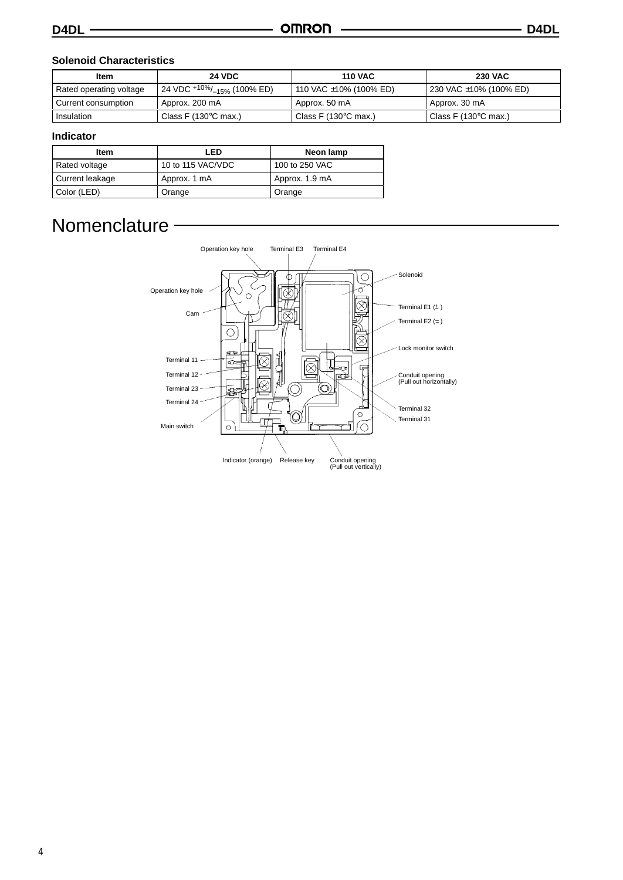### Solenoid Characteristics

| Item | 24 VDC | 110 VAC | 230 VAC |
|---|---|---|---|
| Rated operating voltage | 24 VDC $^{+10\%}/_{-15\%}$ (100% ED) | 110 VAC ±10% (100% ED) | 230 VAC ±10% (100% ED) |
| Current consumption | Approx. 200 mA | Approx. 50 mA | Approx. 30 mA |
| Insulation | Class F (130°C max.) | Class F (130°C max.) | Class F (130°C max.) |

### Indicator

| Item | LED | Neon lamp |
|---|---|---|
| Rated voltage | 10 to 115 VAC/VDC | 100 to 250 VAC |
| Current leakage | Approx. 1 mA | Approx. 1.9 mA |
| Color (LED) | Orange | Orange |

## Nomenclature

Operation key hole
Terminal E3
Terminal E4
Solenoid
Operation key hole
Cam
Terminal E1 (±)
Terminal E2 (=)
Lock monitor switch
Terminal 11
Terminal 12
Terminal 23
Terminal 24
Conduit opening (Pull out horizontally)
Terminal 32
Terminal 31
Main switch
Indicator (orange)
Release key
Conduit opening (Pull out vertically)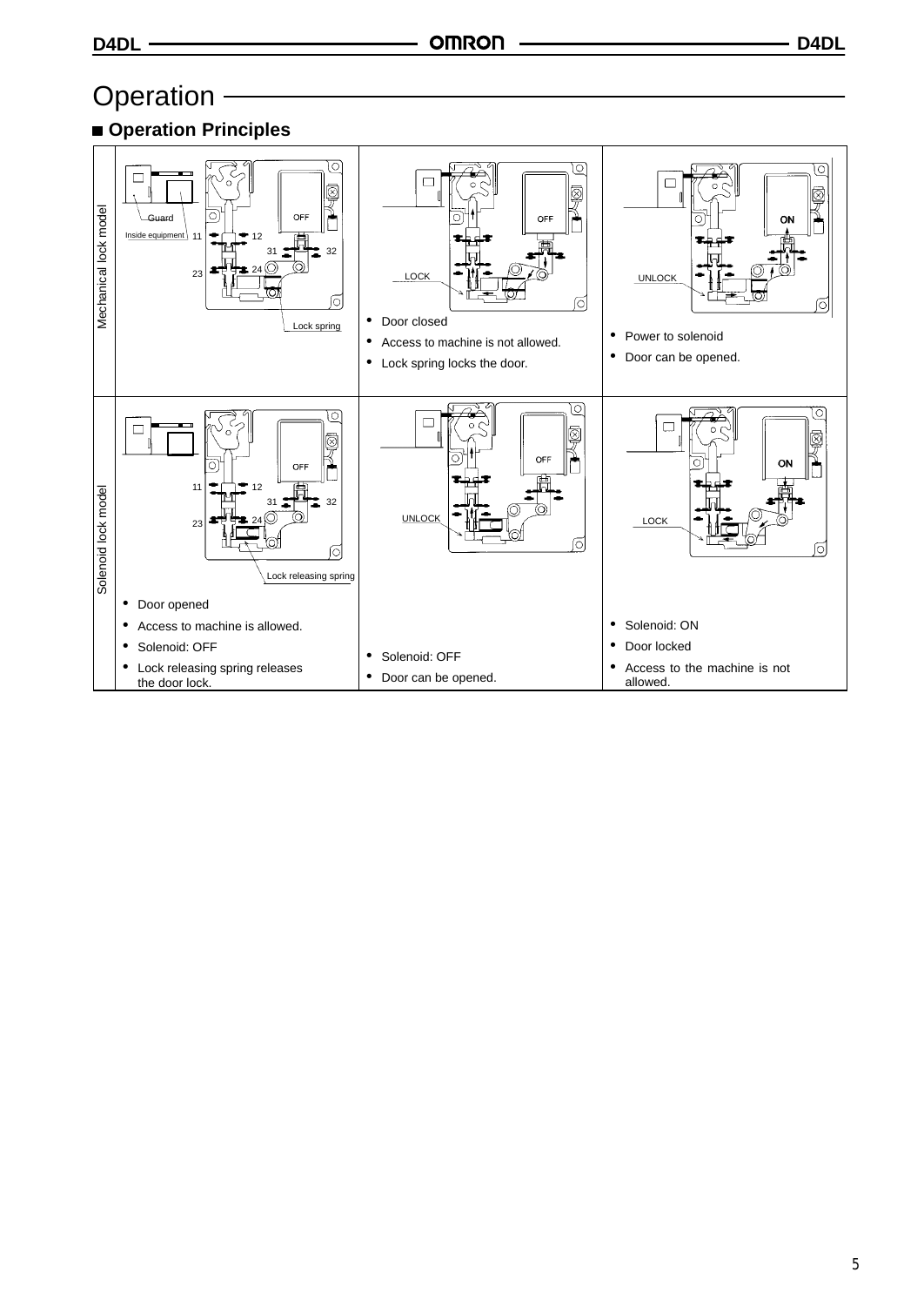# Operation

## ■ Operation Principles

| | | | |
|---|---|---|---|
| Mechanical lock model | Guard<br>Inside equipment<br>11 12<br>31 32<br>23 24<br>OFF<br>Lock spring | OFF<br>LOCK<br>• Door closed<br>• Access to machine is not allowed.<br>• Lock spring locks the door. | ON<br>UNLOCK<br>• Power to solenoid<br>• Door can be opened. |
| Solenoid lock model | OFF<br>11 12<br>31 32<br>23 24<br>Lock releasing spring<br>• Door opened<br>• Access to machine is allowed.<br>• Solenoid: OFF<br>• Lock releasing spring releases the door lock. | OFF<br>UNLOCK<br>• Solenoid: OFF<br>• Door can be opened. | ON<br>LOCK<br>• Solenoid: ON<br>• Door locked<br>• Access to the machine is not allowed. |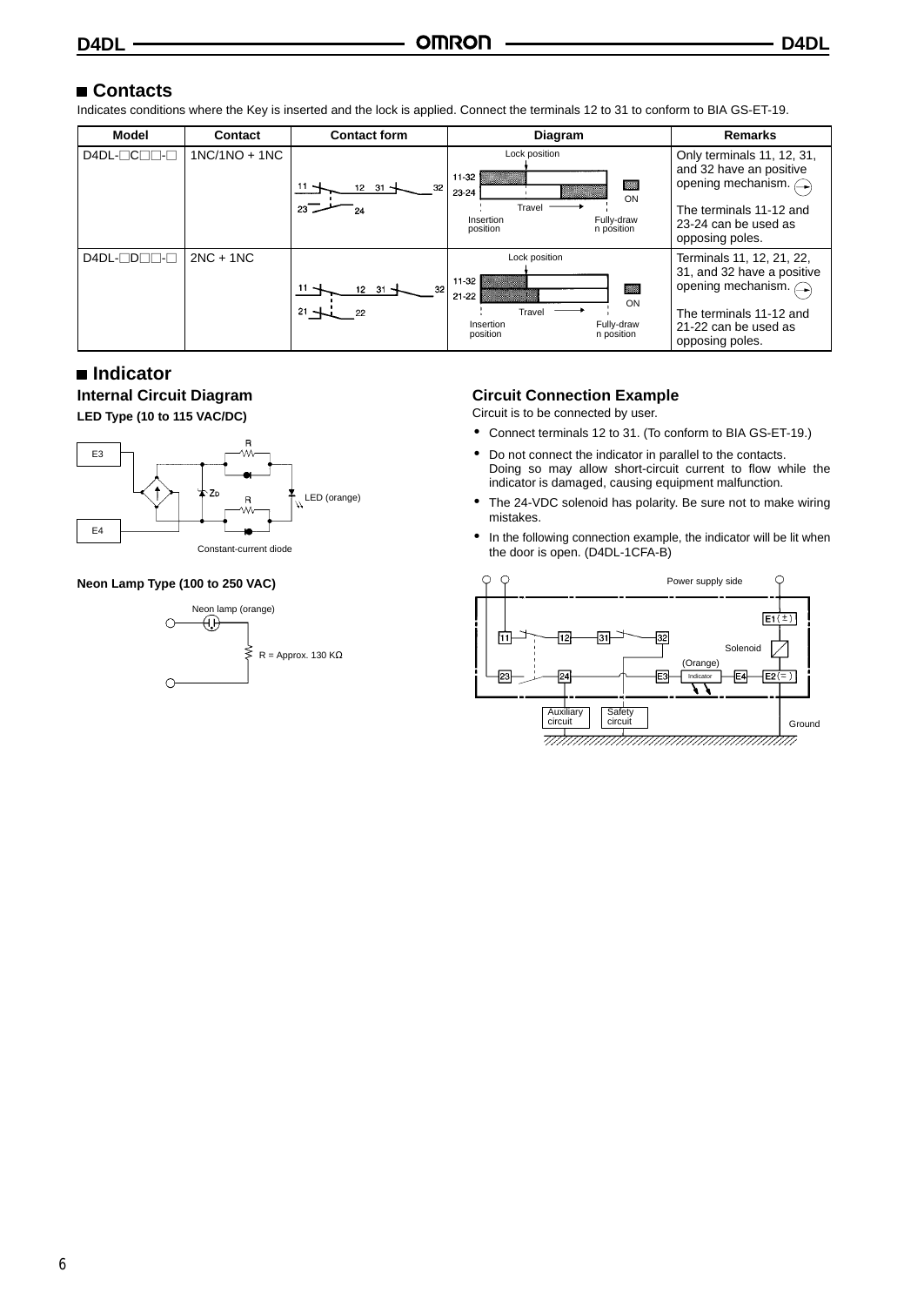## ■ Contacts

Indicates conditions where the Key is inserted and the lock is applied. Connect the terminals 12 to 31 to conform to BIA GS-ET-19.

| Model | Contact | Contact form | Diagram | Remarks |
|---|---|---|---|---|
| D4DL-□C□□-□ | 1NC/1NO + 1NC | 11 12 31 32 / 23 24 | Lock position; 11-32; 23-24; ON; Travel; Insertion position; Fully-drawn position | Only terminals 11, 12, 31, and 32 have an positive opening mechanism. The terminals 11-12 and 23-24 can be used as opposing poles. |
| D4DL-□D□□-□ | 2NC + 1NC | 11 12 31 32 / 21 22 | Lock position; 11-32; 21-22; ON; Travel; Insertion position; Fully-drawn position | Terminals 11, 12, 21, 22, 31, and 32 have a positive opening mechanism. The terminals 11-12 and 21-22 can be used as opposing poles. |

## ■ Indicator

### Internal Circuit Diagram

**LED Type (10 to 115 VAC/DC)**

E3, E4, ZD, R, LED (orange), Constant-current diode

**Neon Lamp Type (100 to 250 VAC)**

Neon lamp (orange)

R = Approx. 130 KΩ

### Circuit Connection Example

Circuit is to be connected by user.

- Connect terminals 12 to 31. (To conform to BIA GS-ET-19.)
- Do not connect the indicator in parallel to the contacts. Doing so may allow short-circuit current to flow while the indicator is damaged, causing equipment malfunction.
- The 24-VDC solenoid has polarity. Be sure not to make wiring mistakes.
- In the following connection example, the indicator will be lit when the door is open. (D4DL-1CFA-B)

Power supply side; 11, 12, 31, 32, E1(+), Solenoid, (Orange), 23, 24, E3, Indicator, E4, E2(−), Auxiliary circuit, Safety circuit, Ground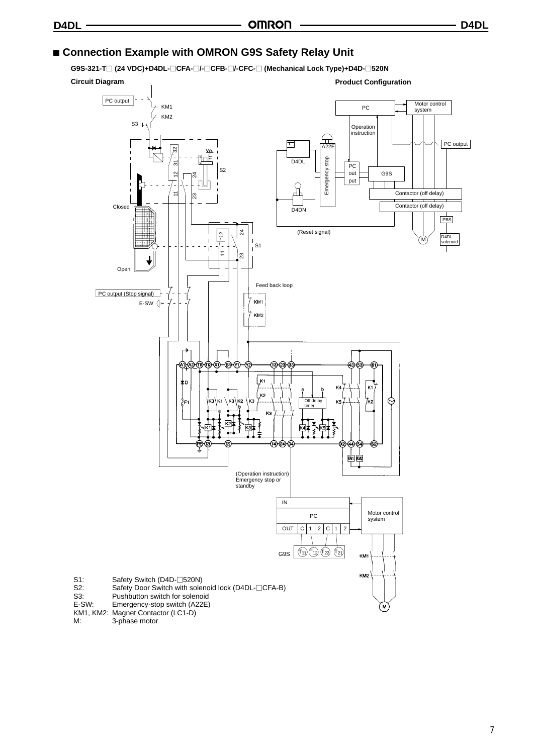## ■ Connection Example with OMRON G9S Safety Relay Unit

**G9S-321-T□ (24 VDC)+D4DL-□CFA-□/-□CFB-□/-CFC-□ (Mechanical Lock Type)+D4D-□520N**

**Circuit Diagram**

**Product Configuration**

S1: Safety Switch (D4D-□520N)
S2: Safety Door Switch with solenoid lock (D4DL-□CFA-B)
S3: Pushbutton switch for solenoid
E-SW: Emergency-stop switch (A22E)
KM1, KM2: Magnet Contactor (LC1-D)
M: 3-phase motor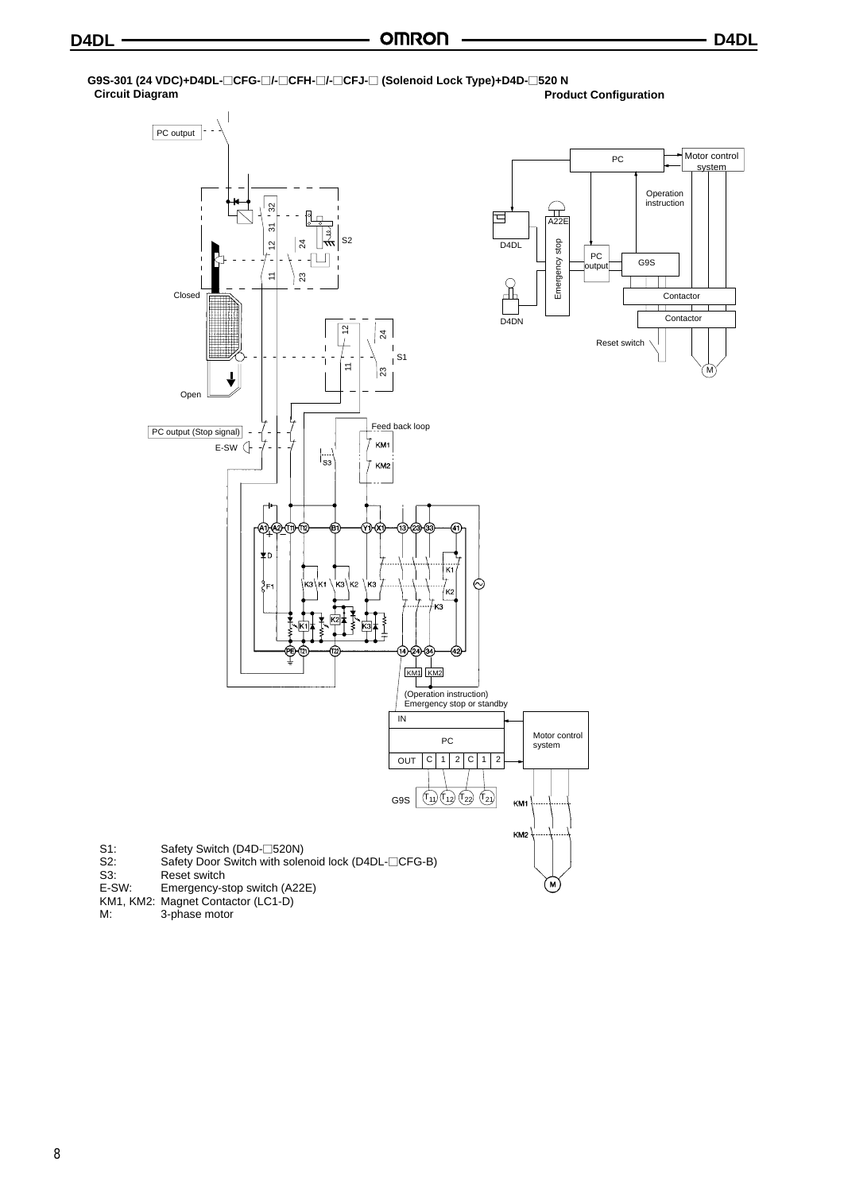### G9S-301 (24 VDC)+D4DL-□CFG-□/-□CFH-□/-□CFJ-□ (Solenoid Lock Type)+D4D-□520 N

**Circuit Diagram**

**Product Configuration**

S1: Safety Switch (D4D-□520N)
S2: Safety Door Switch with solenoid lock (D4DL-□CFG-B)
S3: Reset switch
E-SW: Emergency-stop switch (A22E)
KM1, KM2: Magnet Contactor (LC1-D)
M: 3-phase motor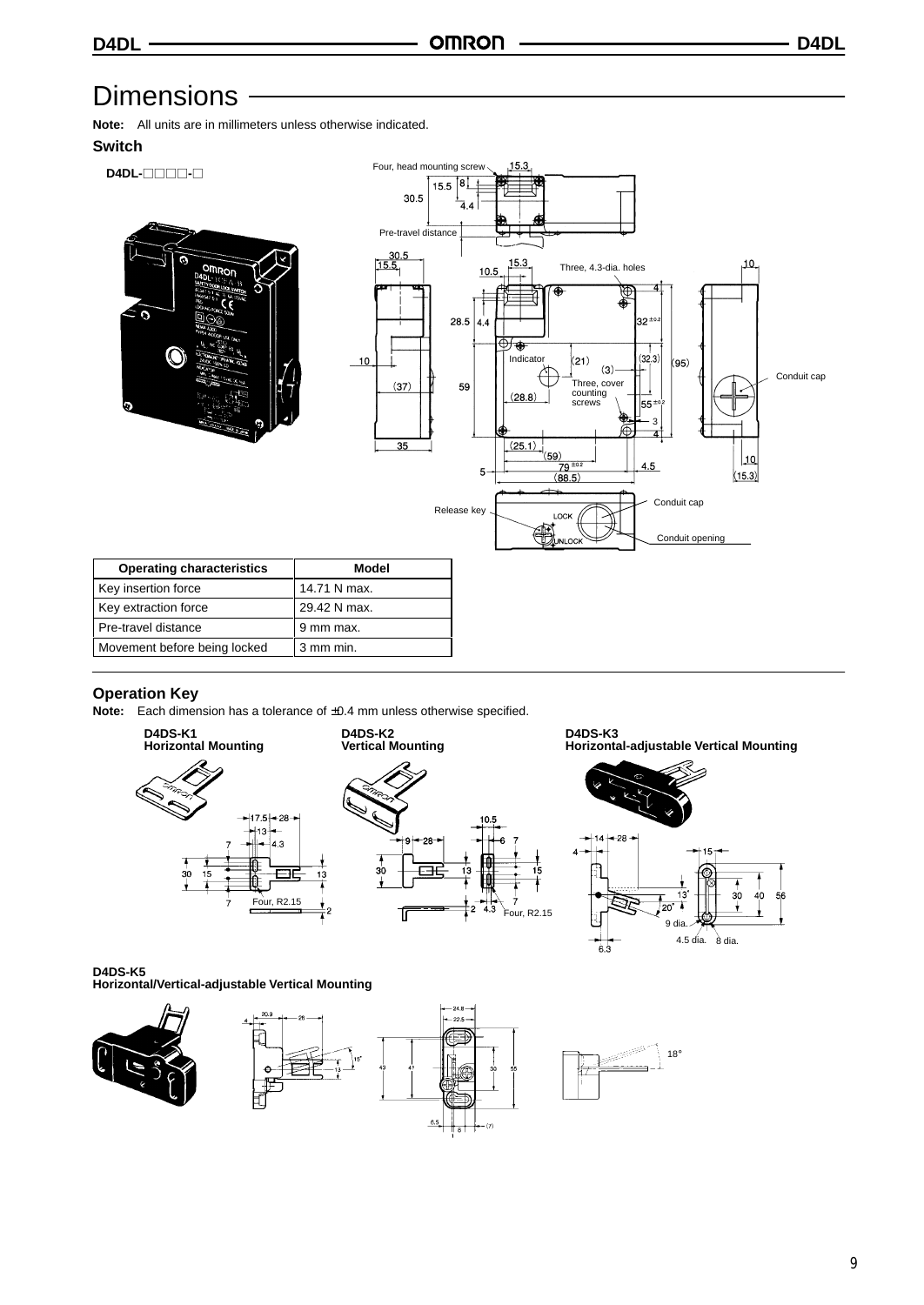# Dimensions

**Note:** All units are in millimeters unless otherwise indicated.

### Switch

**D4DL-□□□□-□**

| Operating characteristics | Model |
|---|---|
| Key insertion force | 14.71 N max. |
| Key extraction force | 29.42 N max. |
| Pre-travel distance | 9 mm max. |
| Movement before being locked | 3 mm min. |

### Operation Key

**Note:** Each dimension has a tolerance of ±0.4 mm unless otherwise specified.

**D4DS-K1**
**Horizontal Mounting**

**D4DS-K2**
**Vertical Mounting**

**D4DS-K3**
**Horizontal-adjustable Vertical Mounting**

**D4DS-K5**
**Horizontal/Vertical-adjustable Vertical Mounting**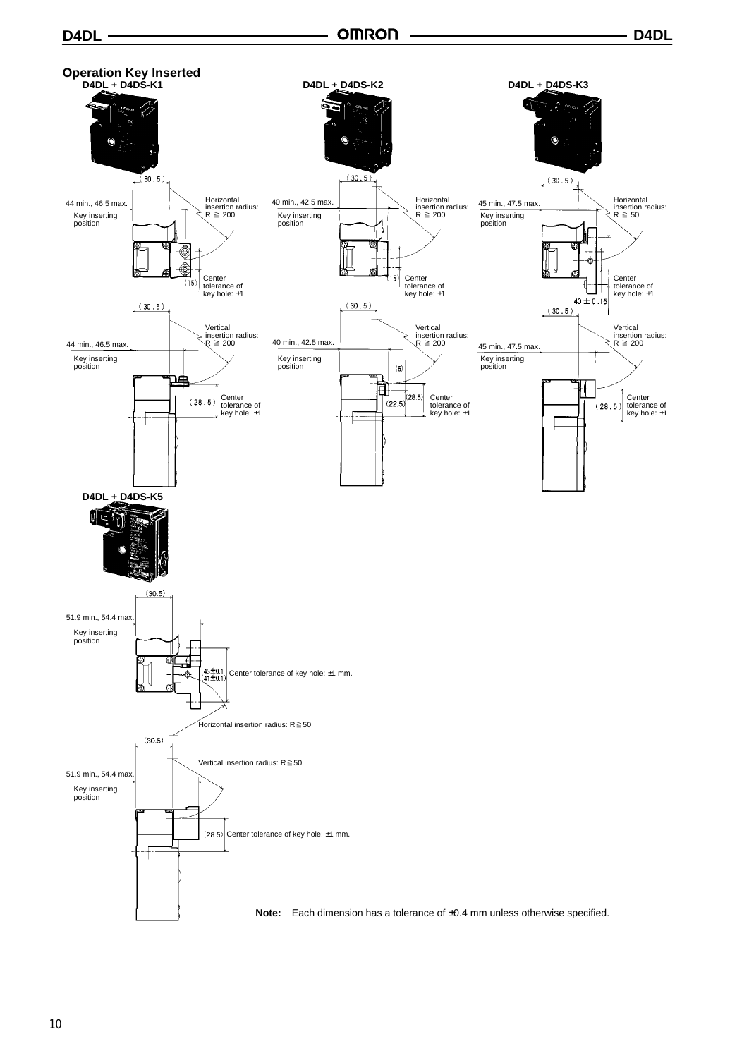## Operation Key Inserted

### D4DL + D4DS-K1

(30.5)

44 min., 46.5 max.

Key inserting position

Horizontal insertion radius: R ≧ 200

(15)

Center tolerance of key hole: ±1

(30.5)

44 min., 46.5 max.

Key inserting position

Vertical insertion radius: R ≧ 200

(28.5)

Center tolerance of key hole: ±1

### D4DL + D4DS-K2

(30.5)

40 min., 42.5 max.

Key inserting position

Horizontal insertion radius: R ≧ 200

(15)

Center tolerance of key hole: ±1

(30.5)

40 min., 42.5 max.

Key inserting position

Vertical insertion radius: R ≧ 200

(6)

(28.5)

(22.5)

Center tolerance of key hole: ±1

### D4DL + D4DS-K3

(30.5)

45 min., 47.5 max.

Key inserting position

Horizontal insertion radius: R ≧ 50

Center tolerance of key hole: ±1

40 ± 0.15

(30.5)

45 min., 47.5 max.

Key inserting position

Vertical insertion radius: R ≧ 200

(28.5)

Center tolerance of key hole: ±1

### D4DL + D4DS-K5

(30.5)

51.9 min., 54.4 max.

Key inserting position

43±0.1
(41±0.1)

Center tolerance of key hole: ±1 mm.

Horizontal insertion radius: R≧50

(30.5)

Vertical insertion radius: R≧50

51.9 min., 54.4 max.

Key inserting position

(28.5) Center tolerance of key hole: ±1 mm.

**Note:** Each dimension has a tolerance of ±0.4 mm unless otherwise specified.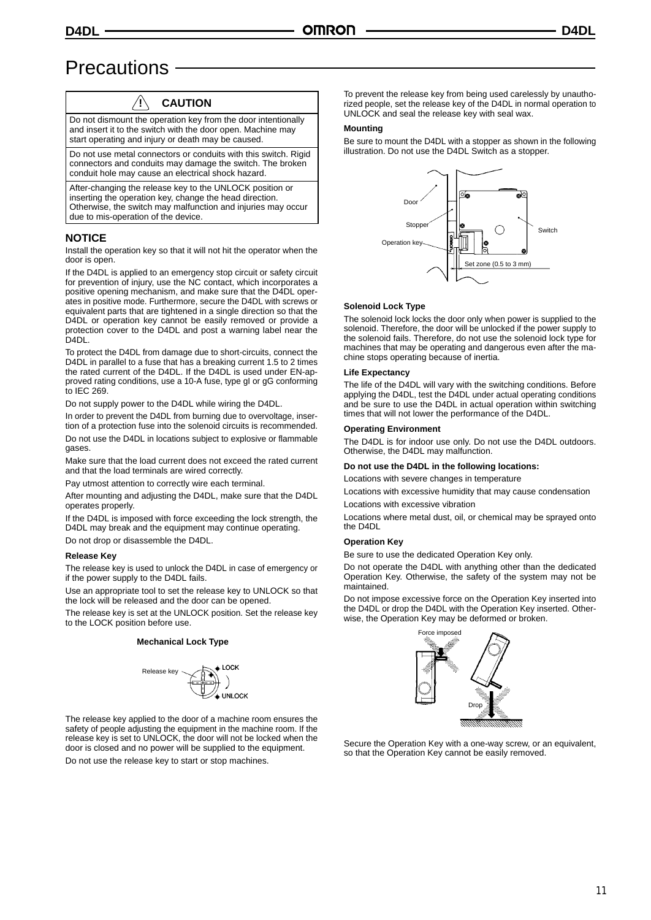# Precautions

## ⚠ CAUTION

Do not dismount the operation key from the door intentionally and insert it to the switch with the door open. Machine may start operating and injury or death may be caused.

Do not use metal connectors or conduits with this switch. Rigid connectors and conduits may damage the switch. The broken conduit hole may cause an electrical shock hazard.

After-changing the release key to the UNLOCK position or inserting the operation key, change the head direction. Otherwise, the switch may malfunction and injuries may occur due to mis-operation of the device.

## NOTICE

Install the operation key so that it will not hit the operator when the door is open.

If the D4DL is applied to an emergency stop circuit or safety circuit for prevention of injury, use the NC contact, which incorporates a positive opening mechanism, and make sure that the D4DL operates in positive mode. Furthermore, secure the D4DL with screws or equivalent parts that are tightened in a single direction so that the D4DL or operation key cannot be easily removed or provide a protection cover to the D4DL and post a warning label near the D4DL.

To protect the D4DL from damage due to short-circuits, connect the D4DL in parallel to a fuse that has a breaking current 1.5 to 2 times the rated current of the D4DL. If the D4DL is used under EN-approved rating conditions, use a 10-A fuse, type gI or gG conforming to IEC 269.

Do not supply power to the D4DL while wiring the D4DL.

In order to prevent the D4DL from burning due to overvoltage, insertion of a protection fuse into the solenoid circuits is recommended.

Do not use the D4DL in locations subject to explosive or flammable gases.

Make sure that the load current does not exceed the rated current and that the load terminals are wired correctly.

Pay utmost attention to correctly wire each terminal.

After mounting and adjusting the D4DL, make sure that the D4DL operates properly.

If the D4DL is imposed with force exceeding the lock strength, the D4DL may break and the equipment may continue operating.

Do not drop or disassemble the D4DL.

### Release Key

The release key is used to unlock the D4DL in case of emergency or if the power supply to the D4DL fails.

Use an appropriate tool to set the release key to UNLOCK so that the lock will be released and the door can be opened.

The release key is set at the UNLOCK position. Set the release key to the LOCK position before use.

**Mechanical Lock Type**

Release key — LOCK / UNLOCK

The release key applied to the door of a machine room ensures the safety of people adjusting the equipment in the machine room. If the release key is set to UNLOCK, the door will not be locked when the door is closed and no power will be supplied to the equipment.

Do not use the release key to start or stop machines.

To prevent the release key from being used carelessly by unauthorized people, set the release key of the D4DL in normal operation to UNLOCK and seal the release key with seal wax.

### Mounting

Be sure to mount the D4DL with a stopper as shown in the following illustration. Do not use the D4DL Switch as a stopper.

Door, Stopper, Operation key, Switch, Set zone (0.5 to 3 mm)

### Solenoid Lock Type

The solenoid lock locks the door only when power is supplied to the solenoid. Therefore, the door will be unlocked if the power supply to the solenoid fails. Therefore, do not use the solenoid lock type for machines that may be operating and dangerous even after the machine stops operating because of inertia.

### Life Expectancy

The life of the D4DL will vary with the switching conditions. Before applying the D4DL, test the D4DL under actual operating conditions and be sure to use the D4DL in actual operation within switching times that will not lower the performance of the D4DL.

### Operating Environment

The D4DL is for indoor use only. Do not use the D4DL outdoors. Otherwise, the D4DL may malfunction.

**Do not use the D4DL in the following locations:**

Locations with severe changes in temperature

Locations with excessive humidity that may cause condensation

Locations with excessive vibration

Locations where metal dust, oil, or chemical may be sprayed onto the D4DL

### Operation Key

Be sure to use the dedicated Operation Key only.

Do not operate the D4DL with anything other than the dedicated Operation Key. Otherwise, the safety of the system may not be maintained.

Do not impose excessive force on the Operation Key inserted into the D4DL or drop the D4DL with the Operation Key inserted. Otherwise, the Operation Key may be deformed or broken.

Force imposed / Drop

Secure the Operation Key with a one-way screw, or an equivalent, so that the Operation Key cannot be easily removed.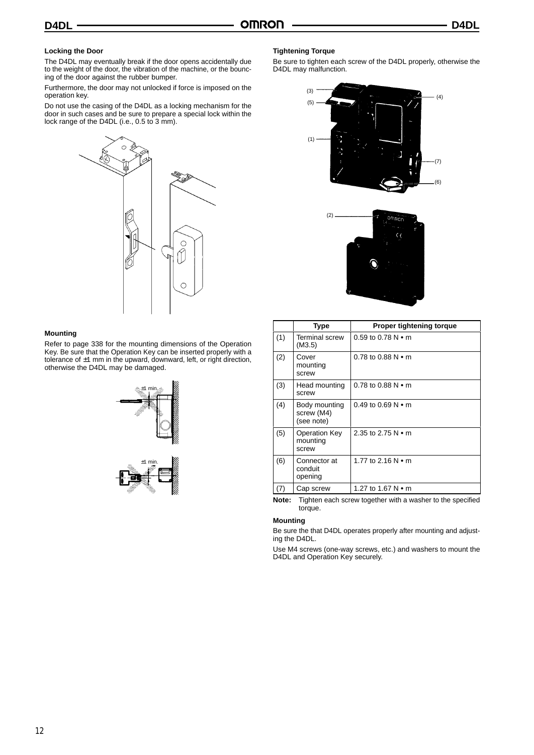#### Locking the Door

The D4DL may eventually break if the door opens accidentally due to the weight of the door, the vibration of the machine, or the bouncing of the door against the rubber bumper.

Furthermore, the door may not unlocked if force is imposed on the operation key.

Do not use the casing of the D4DL as a locking mechanism for the door in such cases and be sure to prepare a special lock within the lock range of the D4DL (i.e., 0.5 to 3 mm).

#### Mounting

Refer to page 338 for the mounting dimensions of the Operation Key. Be sure that the Operation Key can be inserted properly with a tolerance of ±1 mm in the upward, downward, left, or right direction, otherwise the D4DL may be damaged.

#### Tightening Torque

Be sure to tighten each screw of the D4DL properly, otherwise the D4DL may malfunction.

| | Type | Proper tightening torque |
|---|---|---|
| (1) | Terminal screw (M3.5) | 0.59 to 0.78 N • m |
| (2) | Cover mounting screw | 0.78 to 0.88 N • m |
| (3) | Head mounting screw | 0.78 to 0.88 N • m |
| (4) | Body mounting screw (M4) (see note) | 0.49 to 0.69 N • m |
| (5) | Operation Key mounting screw | 2.35 to 2.75 N • m |
| (6) | Connector at conduit opening | 1.77 to 2.16 N • m |
| (7) | Cap screw | 1.27 to 1.67 N • m |

**Note:** Tighten each screw together with a washer to the specified torque.

#### Mounting

Be sure the that D4DL operates properly after mounting and adjusting the D4DL.

Use M4 screws (one-way screws, etc.) and washers to mount the D4DL and Operation Key securely.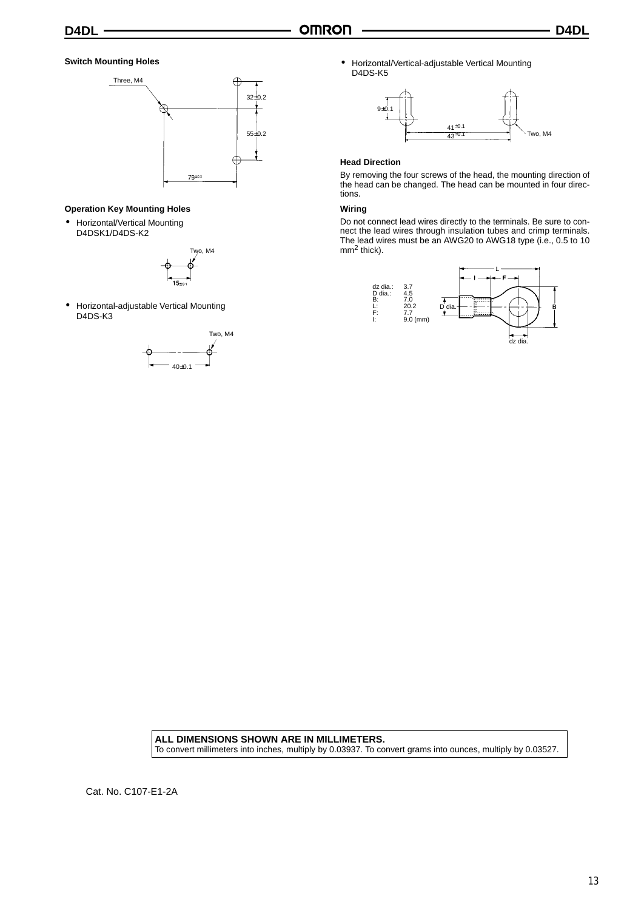### Switch Mounting Holes

Three, M4

32±0.2

55±0.2

$79^{\pm0.2}$

### Operation Key Mounting Holes

- Horizontal/Vertical Mounting D4DSK1/D4DS-K2

Two, M4

$15_{\pm0.1}$

- Horizontal-adjustable Vertical Mounting D4DS-K3

Two, M4

40±0.1

- Horizontal/Vertical-adjustable Vertical Mounting D4DS-K5

9±0.1

$41^{\pm0.1}$

$43^{\pm0.1}$

Two, M4

### Head Direction

By removing the four screws of the head, the mounting direction of the head can be changed. The head can be mounted in four directions.

### Wiring

Do not connect lead wires directly to the terminals. Be sure to connect the lead wires through insulation tubes and crimp terminals. The lead wires must be an AWG20 to AWG18 type (i.e., 0.5 to 10 $mm^2$ thick).

| | |
|---|---|
| dz dia.: | 3.7 |
| D dia.: | 4.5 |
| B: | 7.0 |
| L: | 20.2 |
| F: | 7.7 |
| I: | 9.0 (mm) |

L

I

F

D dia.

B

dz dia.

**ALL DIMENSIONS SHOWN ARE IN MILLIMETERS.**
To convert millimeters into inches, multiply by 0.03937. To convert grams into ounces, multiply by 0.03527.

Cat. No. C107-E1-2A